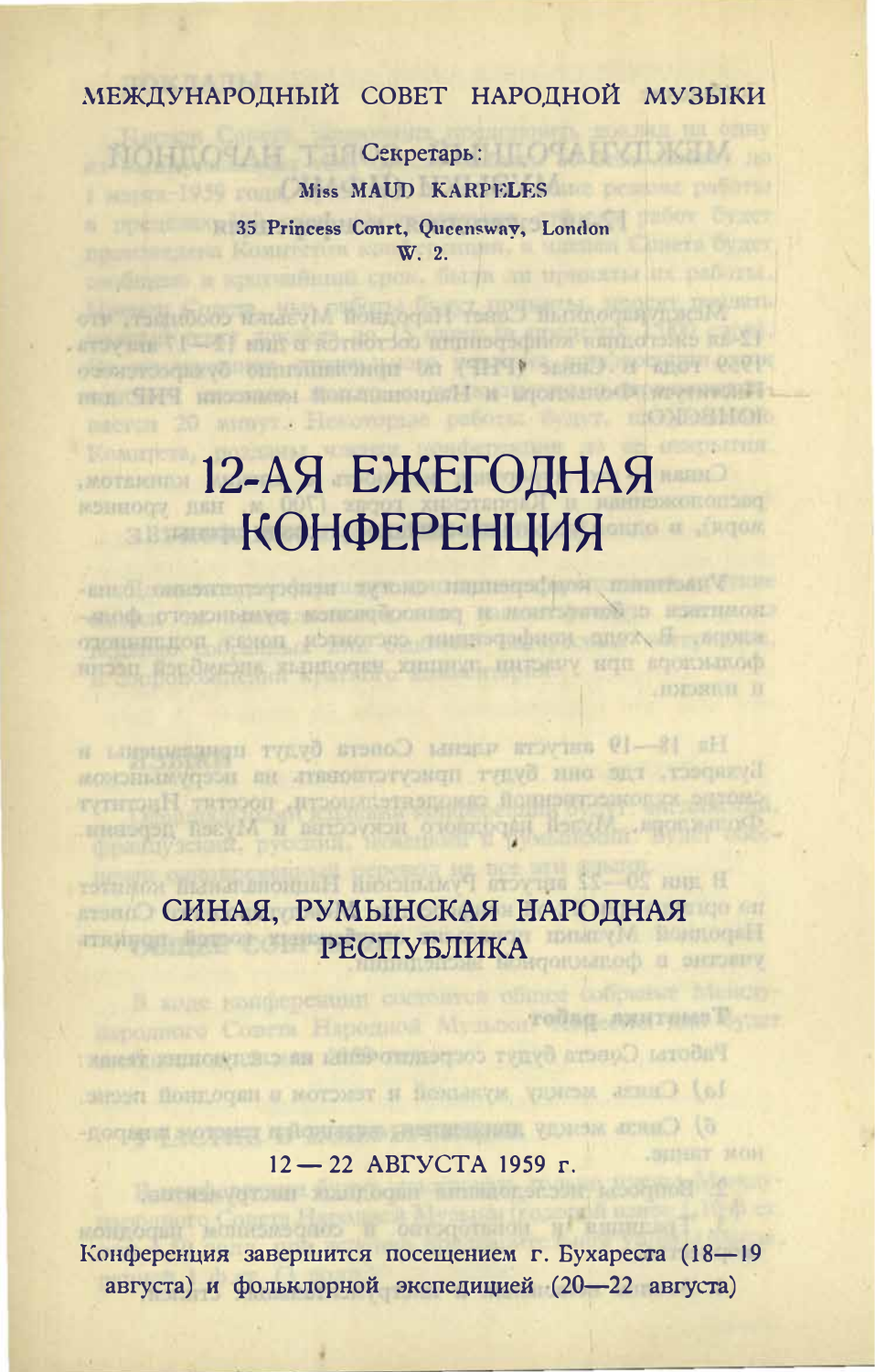МЕЖДУНАРОДНЫЙ СОВЕТ НАРОДНОЙ МУЗЫКИ

Секретарь:

Miss MAUD KARPELES

35 Princess Court, Queensway, London
W. 2.

# 12-АЯ ЕЖЕГОДНАЯ КОНФЕРЕНЦИЯ

## СИНАЯ, РУМЫНСКАЯ НАРОДНАЯ РЕСПУБЛИКА

12 — 22 АВГУСТА 1959 г.

Конференция завершится посещением г. Бухареста (18—19 августа) и фольклорной экспедицией (20—22 августа)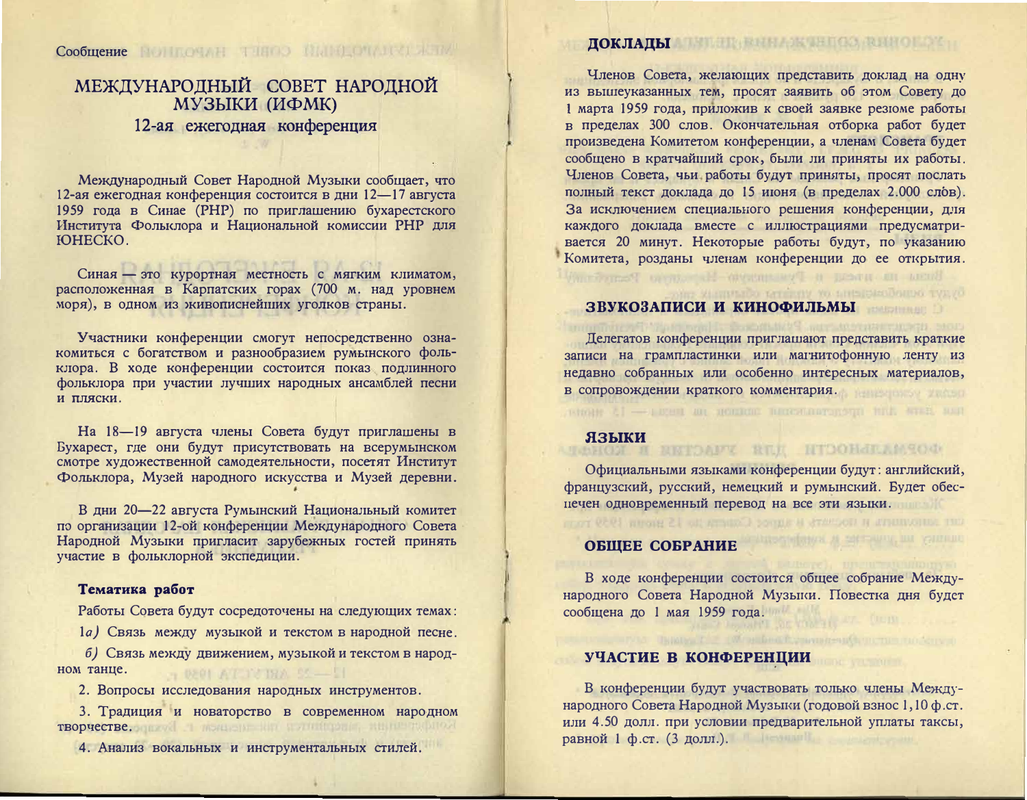Сообщение

# МЕЖДУНАРОДНЫЙ СОВЕТ НАРОДНОЙ МУЗЫКИ (ИФМК)

## 12-ая ежегодная конференция

Международный Совет Народной Музыки сообщает, что 12-ая ежегодная конференция состоится в дни 12—17 августа 1959 года в Синае (РНР) по приглашению бухарестского Института Фольклора и Национальной комиссии РНР для ЮНЕСКО.

Синая — это курортная местность с мягким климатом, расположенная в Карпатских горах (700 м. над уровнем моря), в одном из живописнейших уголков страны.

Участники конференции смогут непосредственно ознакомиться с богатством и разнообразием румынского фольклора. В ходе конференции состоится показ подлинного фольклора при участии лучших народных ансамблей песни и пляски.

На 18—19 августа члены Совета будут приглашены в Бухарест, где они будут присутствовать на всерумынском смотре художественной самодеятельности, посетят Институт Фольклора, Музей народного искусства и Музей деревни.

В дни 20—22 августа Румынский Национальный комитет по организации 12-ой конференции Международного Совета Народной Музыки пригласит зарубежных гостей принять участие в фольклорной экспедиции.

### Тематика работ

Работы Совета будут сосредоточены на следующих темах:

1*а)* Связь между музыкой и текстом в народной песне.

*б)* Связь между движением, музыкой и текстом в народном танце.

2. Вопросы исследования народных инструментов.

3. Традиция и новаторство в современном народном творчестве.

4. Анализ вокальных и инструментальных стилей.

### ДОКЛАДЫ

Членов Совета, желающих представить доклад на одну из вышеуказанных тем, просят заявить об этом Совету до 1 марта 1959 года, приложив к своей заявке резюме работы в пределах 300 слов. Окончательная отборка работ будет произведена Комитетом конференции, а членам Совета будет сообщено в кратчайший срок, были ли приняты их работы. Членов Совета, чьи работы будут приняты, просят послать полный текст доклада до 15 июня (в пределах 2.000 слов). За исключением специального решения конференции, для каждого доклада вместе с иллюстрациями предусматривается 20 минут. Некоторые работы будут, по указанию Комитета, розданы членам конференции до ее открытия.

### ЗВУКОЗАПИСИ И КИНОФИЛЬМЫ

Делегатов конференции приглашают представить краткие записи на грампластинки или магнитофонную ленту из недавно собранных или особенно интересных материалов, в сопровождении краткого комментария.

### ЯЗЫКИ

Официальными языками конференции будут: английский, французский, русский, немецкий и румынский. Будет обеспечен одновременный перевод на все эти языки.

### ОБЩЕЕ СОБРАНИЕ

В ходе конференции состоится общее собрание Международного Совета Народной Музыки. Повестка дня будет сообщена до 1 мая 1959 года.

### УЧАСТИЕ В КОНФЕРЕНЦИИ

В конференции будут участвовать только члены Международного Совета Народной Музыки (годовой взнос 1,10 ф.ст. или 4.50 долл. при условии предварительной уплаты таксы, равной 1 ф.ст. (3 долл.).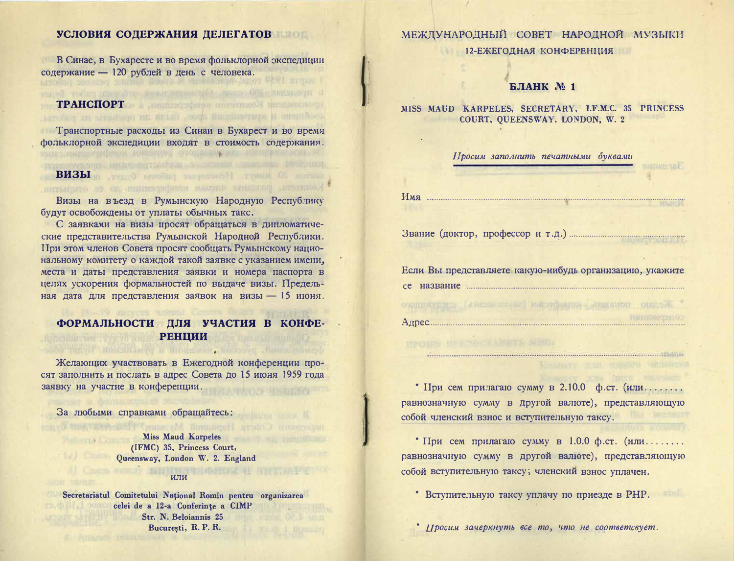## УСЛОВИЯ СОДЕРЖАНИЯ ДЕЛЕГАТОВ

В Синае, в Бухаресте и во время фольклорной экспедиции содержание — 120 рублей в день с человека.

## ТРАНСПОРТ

Транспортные расходы из Синаи в Бухарест и во время фольклорной экспедиции входят в стоимость содержания.

## ВИЗЫ

Визы на въезд в Румынскую Народную Республику будут освобождены от уплаты обычных такс.

С заявками на визы просят обращаться в дипломатические представительства Румынской Народной Республики. При этом членов Совета просят сообщать Румынскому национальному комитету о каждой такой заявке с указанием имени, места и даты представления заявки и номера паспорта в целях ускорения формальностей по выдаче визы. Предельная дата для представления заявок на визы — 15 июня.

## ФОРМАЛЬНОСТИ ДЛЯ УЧАСТИЯ В КОНФЕРЕНЦИИ

Желающих участвовать в Ежегодной конференции просят заполнить и послать в адрес Совета до 15 июня 1959 года заявку на участие в конференции.

За любыми справками обращайтесь:

**Miss Maud Karpeles**
**(IFMC) 35, Princess Court,**
**Queensway, London W. 2. England**

или

**Secretariatul Comitetului Național Romîn pentru organizarea celei de a 12-a Conferințe a CIMP**
**Str. N. Beloiannis 25**
**București, R. P. R.**

# МЕЖДУНАРОДНЫЙ СОВЕТ НАРОДНОЙ МУЗЫКИ

## 12-ЕЖЕГОДНАЯ КОНФЕРЕНЦИЯ

### БЛАНК № 1

**MISS MAUD KARPELES, SECRETARY, I.F.M.C. 35 PRINCESS COURT, QUEENSWAY, LONDON, W. 2**

*Просим заполнить печатными буквами*

Имя ..............................................................................................

Звание (доктор, профессор и т.д.) ..............................................

Если Вы представляете какую-нибудь организацию, укажите ее название ..........................................................................

Адрес..............................................................................................

..............................................................................................

\* При сем прилагаю сумму в 2.10.0 ф.ст. (или........ равнозначную сумму в другой валюте), представляющую собой членский взнос и вступительную таксу.

\* При сем прилагаю сумму в 1.0.0 ф.ст. (или........ равнозначную сумму в другой валюте), представляющую собой вступительную таксу; членский взнос уплачен.

\* Вступительную таксу уплачу по приезде в РНР.

\* *Просим зачеркнуть все то, что не соответсвует.*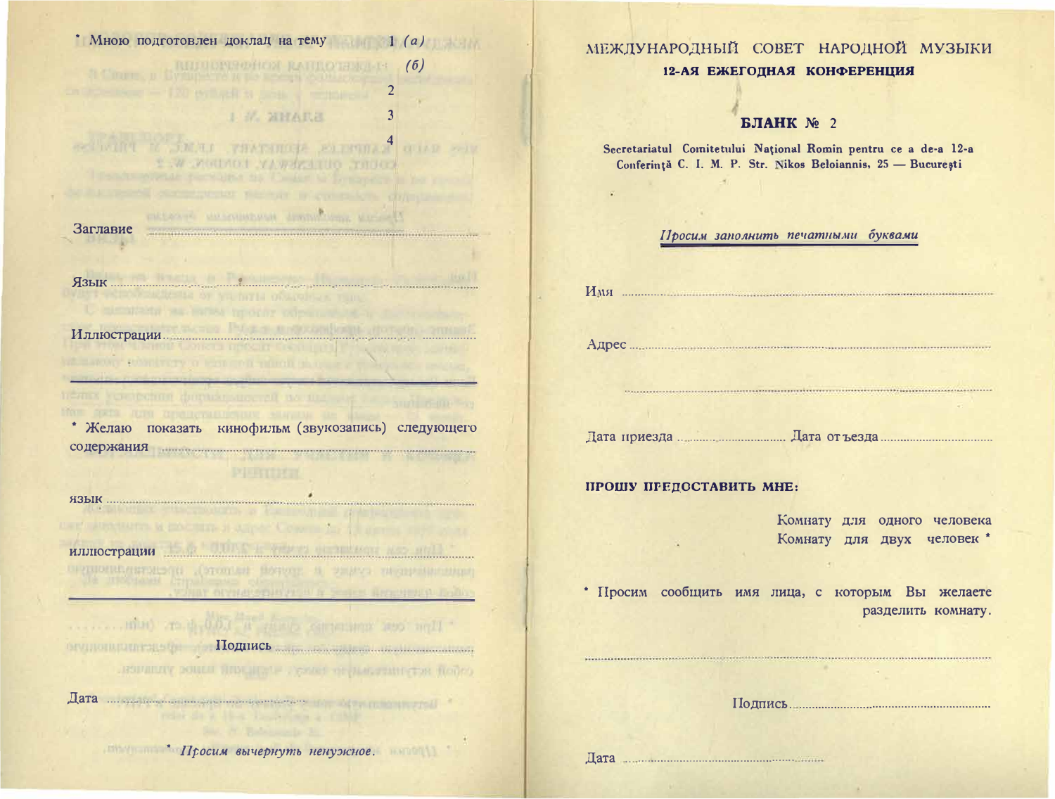\* Мною подготовлен доклад на тему 1 (а)

(б)

2

3

4

Заглавие ....................................................................

Язык ....................................................................

Иллюстрации ....................................................................

---

\* Желаю показать кинофильм (звукозапись) следующего содержания ....................................................................

язык ....................................................................

иллюстрации ....................................................................

---

Подпись ....................................................................

Дата ....................................................................

\* *Просим вычеркнуть ненужное.*

# МЕЖДУНАРОДНЫЙ СОВЕТ НАРОДНОЙ МУЗЫКИ

## 12-АЯ ЕЖЕГОДНАЯ КОНФЕРЕНЦИЯ

## БЛАНК № 2

**Secretariatul Comitetului Naţional Romîn pentru ce a de-a 12-a Conferinţă C. I. M. P. Str. Nikos Beloiannis, 25 — Bucureşti**

*Просим заполнить печатными буквами*

Имя ....................................................................

Адрес ....................................................................

....................................................................

Дата приезда .................................... Дата отъезда ....................................

**ПРОШУ ПРЕДОСТАВИТЬ МНЕ:**

Комнату для одного человека

Комнату для двух человек \*

\* Просим сообщить имя лица, с которым Вы желаете разделить комнату.

....................................................................

Подпись ....................................................................

Дата ....................................................................